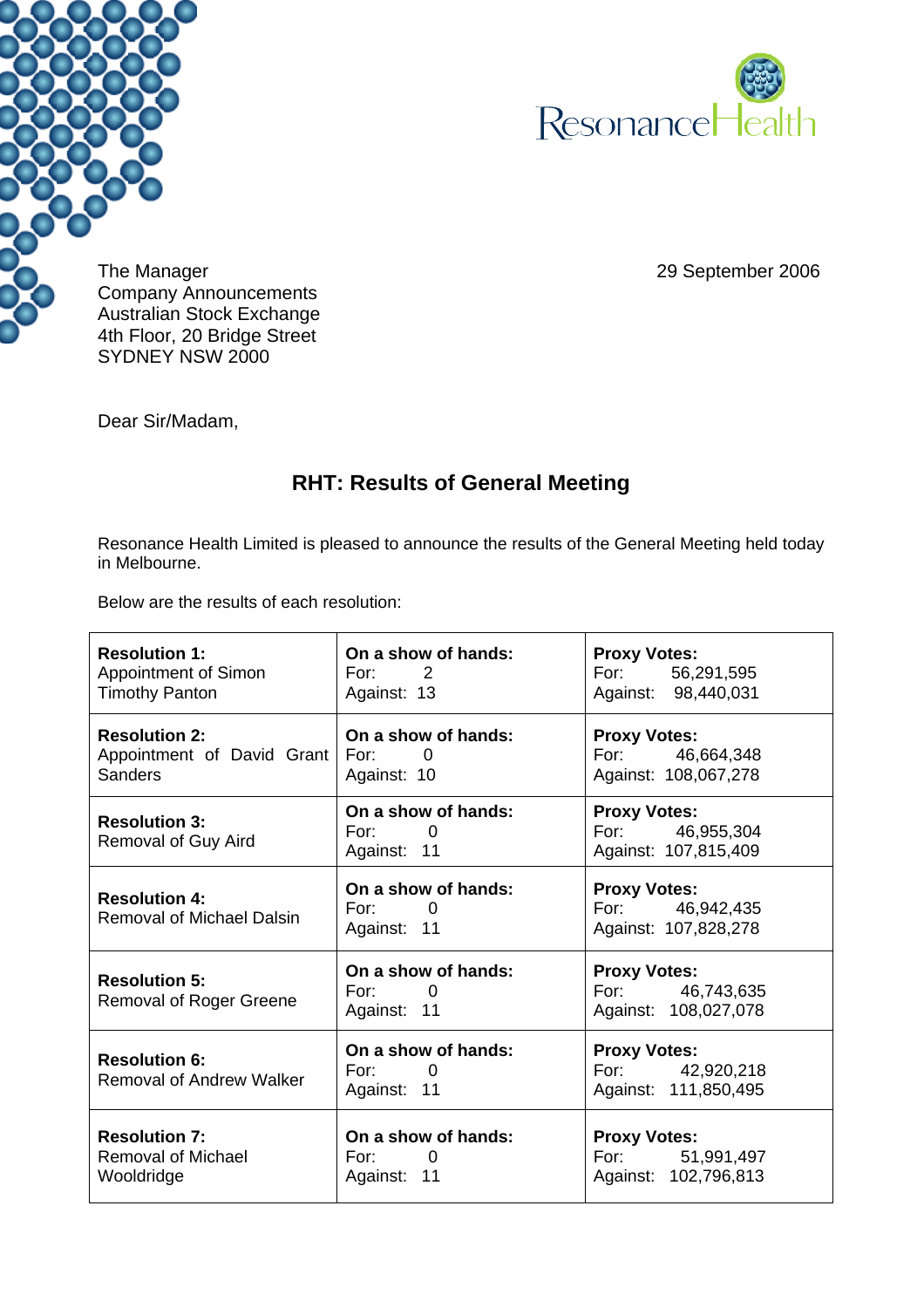ResonanceHealth

The Manager
Company Announcements
Australian Stock Exchange
4th Floor, 20 Bridge Street
SYDNEY NSW 2000

29 September 2006

Dear Sir/Madam,

## RHT: Results of General Meeting

Resonance Health Limited is pleased to announce the results of the General Meeting held today in Melbourne.

Below are the results of each resolution:

| Resolution | On a show of hands | Proxy Votes |
|---|---|---|
| **Resolution 1:** Appointment of Simon Timothy Panton | For: 2<br>Against: 13 | For: 56,291,595<br>Against: 98,440,031 |
| **Resolution 2:** Appointment of David Grant Sanders | For: 0<br>Against: 10 | For: 46,664,348<br>Against: 108,067,278 |
| **Resolution 3:** Removal of Guy Aird | For: 0<br>Against: 11 | For: 46,955,304<br>Against: 107,815,409 |
| **Resolution 4:** Removal of Michael Dalsin | For: 0<br>Against: 11 | For: 46,942,435<br>Against: 107,828,278 |
| **Resolution 5:** Removal of Roger Greene | For: 0<br>Against: 11 | For: 46,743,635<br>Against: 108,027,078 |
| **Resolution 6:** Removal of Andrew Walker | For: 0<br>Against: 11 | For: 42,920,218<br>Against: 111,850,495 |
| **Resolution 7:** Removal of Michael Wooldridge | For: 0<br>Against: 11 | For: 51,991,497<br>Against: 102,796,813 |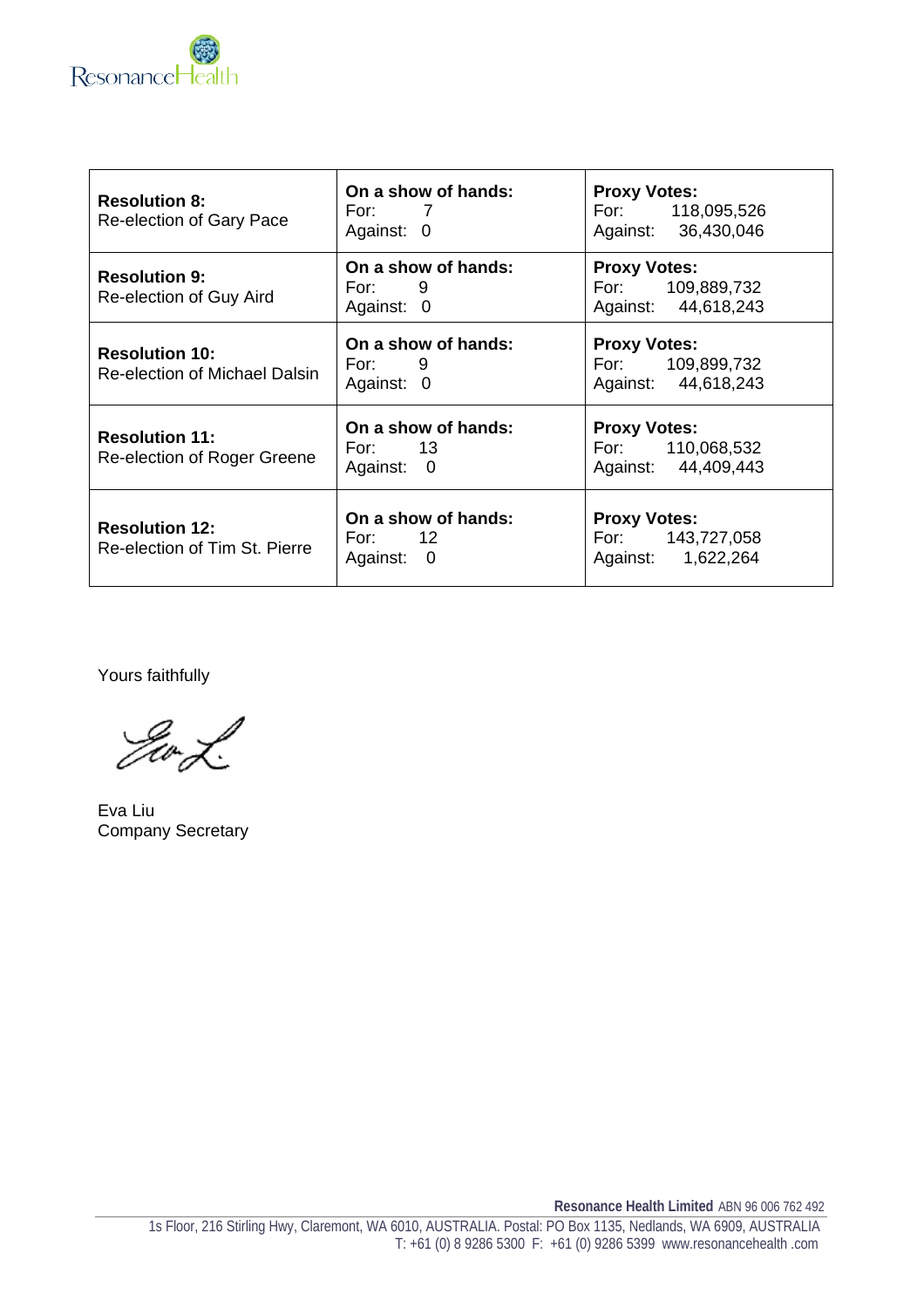| | | |
|---|---|---|
| **Resolution 8:** Re-election of Gary Pace | **On a show of hands:** For: 7 Against: 0 | **Proxy Votes:** For: 118,095,526 Against: 36,430,046 |
| **Resolution 9:** Re-election of Guy Aird | **On a show of hands:** For: 9 Against: 0 | **Proxy Votes:** For: 109,889,732 Against: 44,618,243 |
| **Resolution 10:** Re-election of Michael Dalsin | **On a show of hands:** For: 9 Against: 0 | **Proxy Votes:** For: 109,899,732 Against: 44,618,243 |
| **Resolution 11:** Re-election of Roger Greene | **On a show of hands:** For: 13 Against: 0 | **Proxy Votes:** For: 110,068,532 Against: 44,409,443 |
| **Resolution 12:** Re-election of Tim St. Pierre | **On a show of hands:** For: 12 Against: 0 | **Proxy Votes:** For: 143,727,058 Against: 1,622,264 |

Yours faithfully

Eva Liu
Company Secretary

**Resonance Health Limited** ABN 96 006 762 492

1s Floor, 216 Stirling Hwy, Claremont, WA 6010, AUSTRALIA. Postal: PO Box 1135, Nedlands, WA 6909, AUSTRALIA
T: +61 (0) 8 9286 5300 F: +61 (0) 9286 5399 www.resonancehealth .com